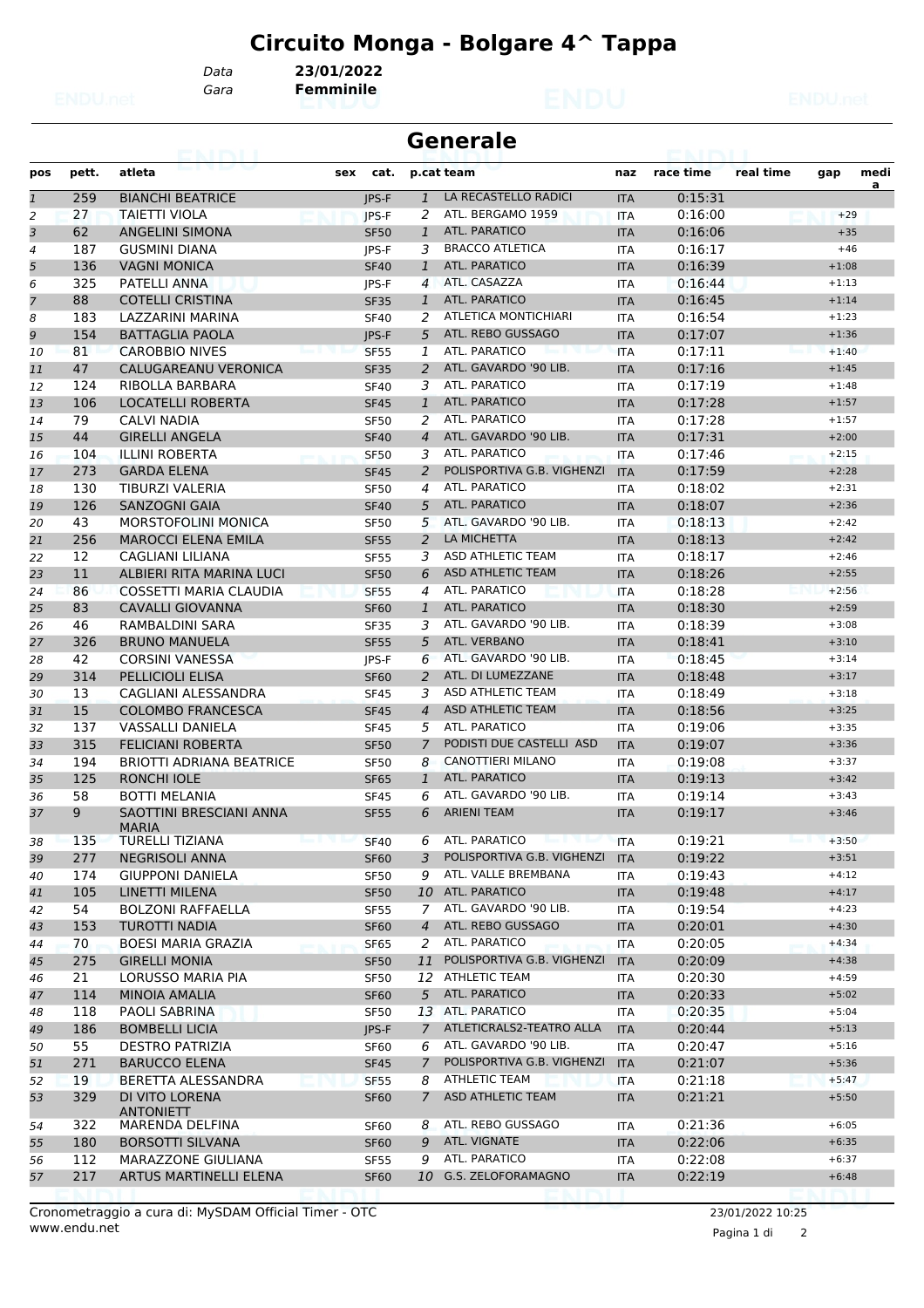# Circuito Monga - Bolgare 4^ Tappa

Data **23/01/2022**
Gara **Femminile**

## Generale

| pos | pett. | atleta | sex | cat. | p.cat | team | naz | race time | real time | gap | medi a |
|---|---|---|---|---|---|---|---|---|---|---|---|
| 1 | 259 | BIANCHI BEATRICE | | JPS-F | 1 | LA RECASTELLO RADICI | ITA | 0:15:31 | | | |
| 2 | 27 | TAIETTI VIOLA | | JPS-F | 2 | ATL. BERGAMO 1959 | ITA | 0:16:00 | | +29 | |
| 3 | 62 | ANGELINI SIMONA | | SF50 | 1 | ATL. PARATICO | ITA | 0:16:06 | | +35 | |
| 4 | 187 | GUSMINI DIANA | | JPS-F | 3 | BRACCO ATLETICA | ITA | 0:16:17 | | +46 | |
| 5 | 136 | VAGNI MONICA | | SF40 | 1 | ATL. PARATICO | ITA | 0:16:39 | | +1:08 | |
| 6 | 325 | PATELLI ANNA | | JPS-F | 4 | ATL. CASAZZA | ITA | 0:16:44 | | +1:13 | |
| 7 | 88 | COTELLI CRISTINA | | SF35 | 1 | ATL. PARATICO | ITA | 0:16:45 | | +1:14 | |
| 8 | 183 | LAZZARINI MARINA | | SF40 | 2 | ATLETICA MONTICHIARI | ITA | 0:16:54 | | +1:23 | |
| 9 | 154 | BATTAGLIA PAOLA | | JPS-F | 5 | ATL. REBO GUSSAGO | ITA | 0:17:07 | | +1:36 | |
| 10 | 81 | CAROBBIO NIVES | | SF55 | 1 | ATL. PARATICO | ITA | 0:17:11 | | +1:40 | |
| 11 | 47 | CALUGAREANU VERONICA | | SF35 | 2 | ATL. GAVARDO '90 LIB. | ITA | 0:17:16 | | +1:45 | |
| 12 | 124 | RIBOLLA BARBARA | | SF40 | 3 | ATL. PARATICO | ITA | 0:17:19 | | +1:48 | |
| 13 | 106 | LOCATELLI ROBERTA | | SF45 | 1 | ATL. PARATICO | ITA | 0:17:28 | | +1:57 | |
| 14 | 79 | CALVI NADIA | | SF50 | 2 | ATL. PARATICO | ITA | 0:17:28 | | +1:57 | |
| 15 | 44 | GIRELLI ANGELA | | SF40 | 4 | ATL. GAVARDO '90 LIB. | ITA | 0:17:31 | | +2:00 | |
| 16 | 104 | ILLINI ROBERTA | | SF50 | 3 | ATL. PARATICO | ITA | 0:17:46 | | +2:15 | |
| 17 | 273 | GARDA ELENA | | SF45 | 2 | POLISPORTIVA G.B. VIGHENZI | ITA | 0:17:59 | | +2:28 | |
| 18 | 130 | TIBURZI VALERIA | | SF50 | 4 | ATL. PARATICO | ITA | 0:18:02 | | +2:31 | |
| 19 | 126 | SANZOGNI GAIA | | SF40 | 5 | ATL. PARATICO | ITA | 0:18:07 | | +2:36 | |
| 20 | 43 | MORSTOFOLINI MONICA | | SF50 | 5 | ATL. GAVARDO '90 LIB. | ITA | 0:18:13 | | +2:42 | |
| 21 | 256 | MAROCCI ELENA EMILA | | SF55 | 2 | LA MICHETTA | ITA | 0:18:13 | | +2:42 | |
| 22 | 12 | CAGLIANI LILIANA | | SF55 | 3 | ASD ATHLETIC TEAM | ITA | 0:18:17 | | +2:46 | |
| 23 | 11 | ALBIERI RITA MARINA LUCI | | SF50 | 6 | ASD ATHLETIC TEAM | ITA | 0:18:26 | | +2:55 | |
| 24 | 86 | COSSETTI MARIA CLAUDIA | | SF55 | 4 | ATL. PARATICO | ITA | 0:18:28 | | +2:56 | |
| 25 | 83 | CAVALLI GIOVANNA | | SF60 | 1 | ATL. PARATICO | ITA | 0:18:30 | | +2:59 | |
| 26 | 46 | RAMBALDINI SARA | | SF35 | 3 | ATL. GAVARDO '90 LIB. | ITA | 0:18:39 | | +3:08 | |
| 27 | 326 | BRUNO MANUELA | | SF55 | 5 | ATL. VERBANO | ITA | 0:18:41 | | +3:10 | |
| 28 | 42 | CORSINI VANESSA | | JPS-F | 6 | ATL. GAVARDO '90 LIB. | ITA | 0:18:45 | | +3:14 | |
| 29 | 314 | PELLICIOLI ELISA | | SF60 | 2 | ATL. DI LUMEZZANE | ITA | 0:18:48 | | +3:17 | |
| 30 | 13 | CAGLIANI ALESSANDRA | | SF45 | 3 | ASD ATHLETIC TEAM | ITA | 0:18:49 | | +3:18 | |
| 31 | 15 | COLOMBO FRANCESCA | | SF45 | 4 | ASD ATHLETIC TEAM | ITA | 0:18:56 | | +3:25 | |
| 32 | 137 | VASSALLI DANIELA | | SF45 | 5 | ATL. PARATICO | ITA | 0:19:06 | | +3:35 | |
| 33 | 315 | FELICIANI ROBERTA | | SF50 | 7 | PODISTI DUE CASTELLI ASD | ITA | 0:19:07 | | +3:36 | |
| 34 | 194 | BRIOTTI ADRIANA BEATRICE | | SF50 | 8 | CANOTTIERI MILANO | ITA | 0:19:08 | | +3:37 | |
| 35 | 125 | RONCHI IOLE | | SF65 | 1 | ATL. PARATICO | ITA | 0:19:13 | | +3:42 | |
| 36 | 58 | BOTTI MELANIA | | SF45 | 6 | ATL. GAVARDO '90 LIB. | ITA | 0:19:14 | | +3:43 | |
| 37 | 9 | SAOTTINI BRESCIANI ANNA MARIA | | SF55 | 6 | ARIENI TEAM | ITA | 0:19:17 | | +3:46 | |
| 38 | 135 | TURELLI TIZIANA | | SF40 | 6 | ATL. PARATICO | ITA | 0:19:21 | | +3:50 | |
| 39 | 277 | NEGRISOLI ANNA | | SF60 | 3 | POLISPORTIVA G.B. VIGHENZI | ITA | 0:19:22 | | +3:51 | |
| 40 | 174 | GIUPPONI DANIELA | | SF50 | 9 | ATL. VALLE BREMBANA | ITA | 0:19:43 | | +4:12 | |
| 41 | 105 | LINETTI MILENA | | SF50 | 10 | ATL. PARATICO | ITA | 0:19:48 | | +4:17 | |
| 42 | 54 | BOLZONI RAFFAELLA | | SF55 | 7 | ATL. GAVARDO '90 LIB. | ITA | 0:19:54 | | +4:23 | |
| 43 | 153 | TUROTTI NADIA | | SF60 | 4 | ATL. REBO GUSSAGO | ITA | 0:20:01 | | +4:30 | |
| 44 | 70 | BOESI MARIA GRAZIA | | SF65 | 2 | ATL. PARATICO | ITA | 0:20:05 | | +4:34 | |
| 45 | 275 | GIRELLI MONIA | | SF50 | 11 | POLISPORTIVA G.B. VIGHENZI | ITA | 0:20:09 | | +4:38 | |
| 46 | 21 | LORUSSO MARIA PIA | | SF50 | 12 | ATHLETIC TEAM | ITA | 0:20:30 | | +4:59 | |
| 47 | 114 | MINOIA AMALIA | | SF60 | 5 | ATL. PARATICO | ITA | 0:20:33 | | +5:02 | |
| 48 | 118 | PAOLI SABRINA | | SF50 | 13 | ATL. PARATICO | ITA | 0:20:35 | | +5:04 | |
| 49 | 186 | BOMBELLI LICIA | | JPS-F | 7 | ATLETICRALS2-TEATRO ALLA | ITA | 0:20:44 | | +5:13 | |
| 50 | 55 | DESTRO PATRIZIA | | SF60 | 6 | ATL. GAVARDO '90 LIB. | ITA | 0:20:47 | | +5:16 | |
| 51 | 271 | BARUCCO ELENA | | SF45 | 7 | POLISPORTIVA G.B. VIGHENZI | ITA | 0:21:07 | | +5:36 | |
| 52 | 19 | BERETTA ALESSANDRA | | SF55 | 8 | ATHLETIC TEAM | ITA | 0:21:18 | | +5:47 | |
| 53 | 329 | DI VITO LORENA ANTONIETT | | SF60 | 7 | ASD ATHLETIC TEAM | ITA | 0:21:21 | | +5:50 | |
| 54 | 322 | MARENDA DELFINA | | SF60 | 8 | ATL. REBO GUSSAGO | ITA | 0:21:36 | | +6:05 | |
| 55 | 180 | BORSOTTI SILVANA | | SF60 | 9 | ATL. VIGNATE | ITA | 0:22:06 | | +6:35 | |
| 56 | 112 | MARAZZONE GIULIANA | | SF55 | 9 | ATL. PARATICO | ITA | 0:22:08 | | +6:37 | |
| 57 | 217 | ARTUS MARTINELLI ELENA | | SF60 | 10 | G.S. ZELOFORAMAGNO | ITA | 0:22:19 | | +6:48 | |

Cronometraggio a cura di: MySDAM Official Timer - OTC
www.endu.net

23/01/2022 10:25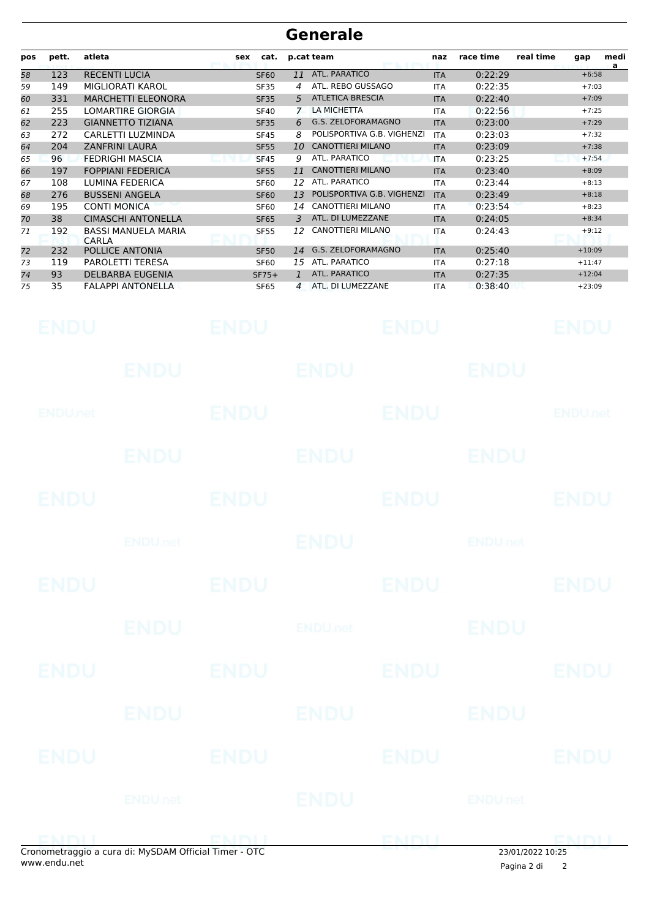# Generale

| pos | pett. | atleta | sex | cat. | p.cat | team | naz | race time | real time | gap | media |
|---|---|---|---|---|---|---|---|---|---|---|---|
| 58 | 123 | RECENTI LUCIA | | SF60 | 11 | ATL. PARATICO | ITA | 0:22:29 | | +6:58 | |
| 59 | 149 | MIGLIORATI KAROL | | SF35 | 4 | ATL. REBO GUSSAGO | ITA | 0:22:35 | | +7:03 | |
| 60 | 331 | MARCHETTI ELEONORA | | SF35 | 5 | ATLETICA BRESCIA | ITA | 0:22:40 | | +7:09 | |
| 61 | 255 | LOMARTIRE GIORGIA | | SF40 | 7 | LA MICHETTA | ITA | 0:22:56 | | +7:25 | |
| 62 | 223 | GIANNETTO TIZIANA | | SF35 | 6 | G.S. ZELOFORAMAGNO | ITA | 0:23:00 | | +7:29 | |
| 63 | 272 | CARLETTI LUZMINDA | | SF45 | 8 | POLISPORTIVA G.B. VIGHENZI | ITA | 0:23:03 | | +7:32 | |
| 64 | 204 | ZANFRINI LAURA | | SF55 | 10 | CANOTTIERI MILANO | ITA | 0:23:09 | | +7:38 | |
| 65 | 96 | FEDRIGHI MASCIA | | SF45 | 9 | ATL. PARATICO | ITA | 0:23:25 | | +7:54 | |
| 66 | 197 | FOPPIANI FEDERICA | | SF55 | 11 | CANOTTIERI MILANO | ITA | 0:23:40 | | +8:09 | |
| 67 | 108 | LUMINA FEDERICA | | SF60 | 12 | ATL. PARATICO | ITA | 0:23:44 | | +8:13 | |
| 68 | 276 | BUSSENI ANGELA | | SF60 | 13 | POLISPORTIVA G.B. VIGHENZI | ITA | 0:23:49 | | +8:18 | |
| 69 | 195 | CONTI MONICA | | SF60 | 14 | CANOTTIERI MILANO | ITA | 0:23:54 | | +8:23 | |
| 70 | 38 | CIMASCHI ANTONELLA | | SF65 | 3 | ATL. DI LUMEZZANE | ITA | 0:24:05 | | +8:34 | |
| 71 | 192 | BASSI MANUELA MARIA CARLA | | SF55 | 12 | CANOTTIERI MILANO | ITA | 0:24:43 | | +9:12 | |
| 72 | 232 | POLLICE ANTONIA | | SF50 | 14 | G.S. ZELOFORAMAGNO | ITA | 0:25:40 | | +10:09 | |
| 73 | 119 | PAROLETTI TERESA | | SF60 | 15 | ATL. PARATICO | ITA | 0:27:18 | | +11:47 | |
| 74 | 93 | DELBARBA EUGENIA | | SF75+ | 1 | ATL. PARATICO | ITA | 0:27:35 | | +12:04 | |
| 75 | 35 | FALAPPI ANTONELLA | | SF65 | 4 | ATL. DI LUMEZZANE | ITA | 0:38:40 | | +23:09 | |

Cronometraggio a cura di: MySDAM Official Timer - OTC
www.endu.net

23/01/2022 10:25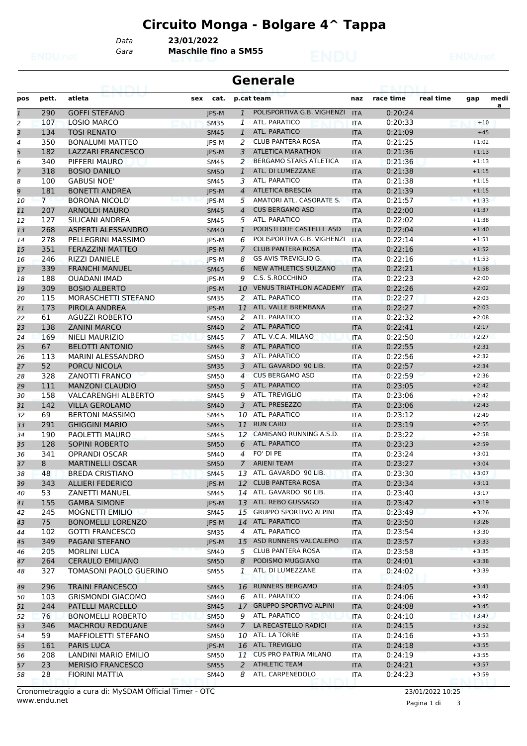# Circuito Monga - Bolgare 4^ Tappa

*Data* **23/01/2022**
*Gara* **Maschile fino a SM55**

## Generale

| pos | pett. | atleta | sex | cat. | p.cat | team | naz | race time | real time | gap | media |
|---|---|---|---|---|---|---|---|---|---|---|---|
| 1 | 290 | GOFFI STEFANO | | JPS-M | 1 | POLISPORTIVA G.B. VIGHENZI | ITA | 0:20:24 | | | |
| 2 | 107 | LOSIO MARCO | | SM35 | 1 | ATL. PARATICO | ITA | 0:20:33 | | +10 | |
| 3 | 134 | TOSI RENATO | | SM45 | 1 | ATL. PARATICO | ITA | 0:21:09 | | +45 | |
| 4 | 350 | BONALUMI MATTEO | | JPS-M | 2 | CLUB PANTERA ROSA | ITA | 0:21:25 | | +1:02 | |
| 5 | 182 | LAZZARI FRANCESCO | | JPS-M | 3 | ATLETICA MARATHON | ITA | 0:21:36 | | +1:13 | |
| 6 | 340 | PIFFERI MAURO | | SM45 | 2 | BERGAMO STARS ATLETICA | ITA | 0:21:36 | | +1:13 | |
| 7 | 318 | BOSIO DANILO | | SM50 | 1 | ATL. DI LUMEZZANE | ITA | 0:21:38 | | +1:15 | |
| 8 | 100 | GABUSI NOE' | | SM45 | 3 | ATL. PARATICO | ITA | 0:21:38 | | +1:15 | |
| 9 | 181 | BONETTI ANDREA | | JPS-M | 4 | ATLETICA BRESCIA | ITA | 0:21:39 | | +1:15 | |
| 10 | 7 | BORONA NICOLO' | | JPS-M | 5 | AMATORI ATL. CASORATE S. | ITA | 0:21:57 | | +1:33 | |
| 11 | 207 | ARNOLDI MAURO | | SM45 | 4 | CUS BERGAMO ASD | ITA | 0:22:00 | | +1:37 | |
| 12 | 127 | SILICANI ANDREA | | SM45 | 5 | ATL. PARATICO | ITA | 0:22:02 | | +1:38 | |
| 13 | 268 | ASPERTI ALESSANDRO | | SM40 | 1 | PODISTI DUE CASTELLI ASD | ITA | 0:22:04 | | +1:40 | |
| 14 | 278 | PELLEGRINI MASSIMO | | JPS-M | 6 | POLISPORTIVA G.B. VIGHENZI | ITA | 0:22:14 | | +1:51 | |
| 15 | 351 | FERAZZINI MATTEO | | JPS-M | 7 | CLUB PANTERA ROSA | ITA | 0:22:16 | | +1:52 | |
| 16 | 246 | RIZZI DANIELE | | JPS-M | 8 | GS AVIS TREVIGLIO G. | ITA | 0:22:16 | | +1:53 | |
| 17 | 339 | FRANCHI MANUEL | | SM45 | 6 | NEW ATHLETICS SULZANO | ITA | 0:22:21 | | +1:58 | |
| 18 | 188 | OUADANI IMAD | | JPS-M | 9 | C.S. S.ROCCHINO | ITA | 0:22:23 | | +2:00 | |
| 19 | 309 | BOSIO ALBERTO | | JPS-M | 10 | VENUS TRIATHLON ACADEMY | ITA | 0:22:26 | | +2:02 | |
| 20 | 115 | MORASCHETTI STEFANO | | SM35 | 2 | ATL. PARATICO | ITA | 0:22:27 | | +2:03 | |
| 21 | 173 | PIROLA ANDREA | | JPS-M | 11 | ATL. VALLE BREMBANA | ITA | 0:22:27 | | +2:03 | |
| 22 | 61 | AGUZZI ROBERTO | | SM50 | 2 | ATL. PARATICO | ITA | 0:22:32 | | +2:08 | |
| 23 | 138 | ZANINI MARCO | | SM40 | 2 | ATL. PARATICO | ITA | 0:22:41 | | +2:17 | |
| 24 | 169 | NIELI MAURIZIO | | SM45 | 7 | ATL. V.C.A. MILANO | ITA | 0:22:50 | | +2:27 | |
| 25 | 67 | BELOTTI ANTONIO | | SM45 | 8 | ATL. PARATICO | ITA | 0:22:55 | | +2:31 | |
| 26 | 113 | MARINI ALESSANDRO | | SM50 | 3 | ATL. PARATICO | ITA | 0:22:56 | | +2:32 | |
| 27 | 52 | PORCU NICOLA | | SM35 | 3 | ATL. GAVARDO '90 LIB. | ITA | 0:22:57 | | +2:34 | |
| 28 | 328 | ZANOTTI FRANCO | | SM50 | 4 | CUS BERGAMO ASD | ITA | 0:22:59 | | +2:36 | |
| 29 | 111 | MANZONI CLAUDIO | | SM50 | 5 | ATL. PARATICO | ITA | 0:23:05 | | +2:42 | |
| 30 | 158 | VALCARENGHI ALBERTO | | SM45 | 9 | ATL. TREVIGLIO | ITA | 0:23:06 | | +2:42 | |
| 31 | 142 | VILLA GEROLAMO | | SM40 | 3 | ATL. PRESEZZO | ITA | 0:23:06 | | +2:43 | |
| 32 | 69 | BERTONI MASSIMO | | SM45 | 10 | ATL. PARATICO | ITA | 0:23:12 | | +2:49 | |
| 33 | 291 | GHIGGINI MARIO | | SM45 | 11 | RUN CARD | ITA | 0:23:19 | | +2:55 | |
| 34 | 190 | PAOLETTI MAURO | | SM45 | 12 | CAMISANO RUNNING A.S.D. | ITA | 0:23:22 | | +2:58 | |
| 35 | 128 | SOPINI ROBERTO | | SM50 | 6 | ATL. PARATICO | ITA | 0:23:23 | | +2:59 | |
| 36 | 341 | OPRANDI OSCAR | | SM40 | 4 | FO' DI PE | ITA | 0:23:24 | | +3:01 | |
| 37 | 8 | MARTINELLI OSCAR | | SM50 | 7 | ARIENI TEAM | ITA | 0:23:27 | | +3:04 | |
| 38 | 48 | BREDA CRISTIANO | | SM45 | 13 | ATL. GAVARDO '90 LIB. | ITA | 0:23:30 | | +3:07 | |
| 39 | 343 | ALLIERI FEDERICO | | JPS-M | 12 | CLUB PANTERA ROSA | ITA | 0:23:34 | | +3:11 | |
| 40 | 53 | ZANETTI MANUEL | | SM45 | 14 | ATL. GAVARDO '90 LIB. | ITA | 0:23:40 | | +3:17 | |
| 41 | 155 | GAMBA SIMONE | | JPS-M | 13 | ATL. REBO GUSSAGO | ITA | 0:23:42 | | +3:19 | |
| 42 | 245 | MOGNETTI EMILIO | | SM45 | 15 | GRUPPO SPORTIVO ALPINI | ITA | 0:23:49 | | +3:26 | |
| 43 | 75 | BONOMELLI LORENZO | | JPS-M | 14 | ATL. PARATICO | ITA | 0:23:50 | | +3:26 | |
| 44 | 102 | GOTTI FRANCESCO | | SM35 | 4 | ATL. PARATICO | ITA | 0:23:54 | | +3:30 | |
| 45 | 349 | PAGANI STEFANO | | JPS-M | 15 | ASD RUNNERS VALCALEPIO | ITA | 0:23:57 | | +3:33 | |
| 46 | 205 | MORLINI LUCA | | SM40 | 5 | CLUB PANTERA ROSA | ITA | 0:23:58 | | +3:35 | |
| 47 | 264 | CERAULO EMILIANO | | SM50 | 8 | PODISMO MUGGIANO | ITA | 0:24:01 | | +3:38 | |
| 48 | 327 | TOMASONI PAOLO GUERINO | | SM55 | 1 | ATL. DI LUMEZZANE | ITA | 0:24:02 | | +3:39 | |
| 49 | 296 | TRAINI FRANCESCO | | SM45 | 16 | RUNNERS BERGAMO | ITA | 0:24:05 | | +3:41 | |
| 50 | 103 | GRISMONDI GIACOMO | | SM40 | 6 | ATL. PARATICO | ITA | 0:24:06 | | +3:42 | |
| 51 | 244 | PATELLI MARCELLO | | SM45 | 17 | GRUPPO SPORTIVO ALPINI | ITA | 0:24:08 | | +3:45 | |
| 52 | 76 | BONOMELLI ROBERTO | | SM50 | 9 | ATL. PARATICO | ITA | 0:24:10 | | +3:47 | |
| 53 | 346 | MACHROU REDOUANE | | SM40 | 7 | LA RECASTELLO RADICI | ITA | 0:24:15 | | +3:52 | |
| 54 | 59 | MAFFIOLETTI STEFANO | | SM50 | 10 | ATL. LA TORRE | ITA | 0:24:16 | | +3:53 | |
| 55 | 161 | PARIS LUCA | | JPS-M | 16 | ATL. TREVIGLIO | ITA | 0:24:18 | | +3:55 | |
| 56 | 208 | LANDINI MARIO EMILIO | | SM50 | 11 | CUS PRO PATRIA MILANO | ITA | 0:24:19 | | +3:55 | |
| 57 | 23 | MERISIO FRANCESCO | | SM55 | 2 | ATHLETIC TEAM | ITA | 0:24:21 | | +3:57 | |
| 58 | 28 | FIORINI MATTIA | | SM40 | 8 | ATL. CARPENEDOLO | ITA | 0:24:23 | | +3:59 | |

Cronometraggio a cura di: MySDAM Official Timer - OTC
www.endu.net

23/01/2022 10:25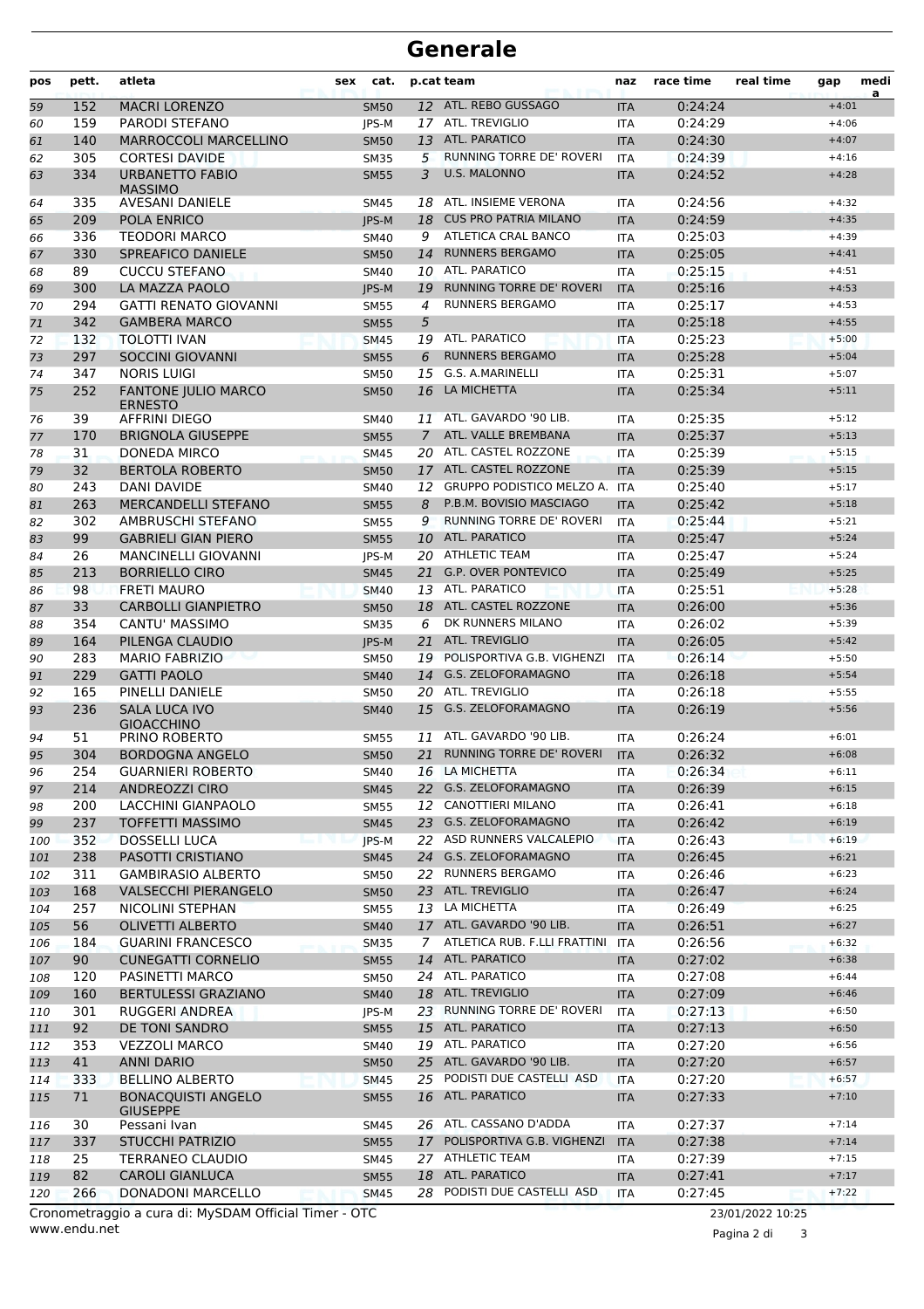# Generale

| pos | pett. | atleta | sex | cat. | p.cat | team | naz | race time | real time | gap | media |
|---|---|---|---|---|---|---|---|---|---|---|---|
| 59 | 152 | MACRI LORENZO | | SM50 | 12 | ATL. REBO GUSSAGO | ITA | 0:24:24 | | +4:01 | |
| 60 | 159 | PARODI STEFANO | | JPS-M | 17 | ATL. TREVIGLIO | ITA | 0:24:29 | | +4:06 | |
| 61 | 140 | MARROCCOLI MARCELLINO | | SM50 | 13 | ATL. PARATICO | ITA | 0:24:30 | | +4:07 | |
| 62 | 305 | CORTESI DAVIDE | | SM35 | 5 | RUNNING TORRE DE' ROVERI | ITA | 0:24:39 | | +4:16 | |
| 63 | 334 | URBANETTO FABIO MASSIMO | | SM55 | 3 | U.S. MALONNO | ITA | 0:24:52 | | +4:28 | |
| 64 | 335 | AVESANI DANIELE | | SM45 | 18 | ATL. INSIEME VERONA | ITA | 0:24:56 | | +4:32 | |
| 65 | 209 | POLA ENRICO | | JPS-M | 18 | CUS PRO PATRIA MILANO | ITA | 0:24:59 | | +4:35 | |
| 66 | 336 | TEODORI MARCO | | SM40 | 9 | ATLETICA CRAL BANCO | ITA | 0:25:03 | | +4:39 | |
| 67 | 330 | SPREAFICO DANIELE | | SM50 | 14 | RUNNERS BERGAMO | ITA | 0:25:05 | | +4:41 | |
| 68 | 89 | CUCCU STEFANO | | SM40 | 10 | ATL. PARATICO | ITA | 0:25:15 | | +4:51 | |
| 69 | 300 | LA MAZZA PAOLO | | JPS-M | 19 | RUNNING TORRE DE' ROVERI | ITA | 0:25:16 | | +4:53 | |
| 70 | 294 | GATTI RENATO GIOVANNI | | SM55 | 4 | RUNNERS BERGAMO | ITA | 0:25:17 | | +4:53 | |
| 71 | 342 | GAMBERA MARCO | | SM55 | 5 | | ITA | 0:25:18 | | +4:55 | |
| 72 | 132 | TOLOTTI IVAN | | SM45 | 19 | ATL. PARATICO | ITA | 0:25:23 | | +5:00 | |
| 73 | 297 | SOCCINI GIOVANNI | | SM55 | 6 | RUNNERS BERGAMO | ITA | 0:25:28 | | +5:04 | |
| 74 | 347 | NORIS LUIGI | | SM50 | 15 | G.S. A.MARINELLI | ITA | 0:25:31 | | +5:07 | |
| 75 | 252 | FANTONE JULIO MARCO ERNESTO | | SM50 | 16 | LA MICHETTA | ITA | 0:25:34 | | +5:11 | |
| 76 | 39 | AFFRINI DIEGO | | SM40 | 11 | ATL. GAVARDO '90 LIB. | ITA | 0:25:35 | | +5:12 | |
| 77 | 170 | BRIGNOLA GIUSEPPE | | SM55 | 7 | ATL. VALLE BREMBANA | ITA | 0:25:37 | | +5:13 | |
| 78 | 31 | DONEDA MIRCO | | SM45 | 20 | ATL. CASTEL ROZZONE | ITA | 0:25:39 | | +5:15 | |
| 79 | 32 | BERTOLA ROBERTO | | SM50 | 17 | ATL. CASTEL ROZZONE | ITA | 0:25:39 | | +5:15 | |
| 80 | 243 | DANI DAVIDE | | SM40 | 12 | GRUPPO PODISTICO MELZO A. | ITA | 0:25:40 | | +5:17 | |
| 81 | 263 | MERCANDELLI STEFANO | | SM55 | 8 | P.B.M. BOVISIO MASCIAGO | ITA | 0:25:42 | | +5:18 | |
| 82 | 302 | AMBRUSCHI STEFANO | | SM55 | 9 | RUNNING TORRE DE' ROVERI | ITA | 0:25:44 | | +5:21 | |
| 83 | 99 | GABRIELI GIAN PIERO | | SM55 | 10 | ATL. PARATICO | ITA | 0:25:47 | | +5:24 | |
| 84 | 26 | MANCINELLI GIOVANNI | | JPS-M | 20 | ATHLETIC TEAM | ITA | 0:25:47 | | +5:24 | |
| 85 | 213 | BORRIELLO CIRO | | SM45 | 21 | G.P. OVER PONTEVICO | ITA | 0:25:49 | | +5:25 | |
| 86 | 98 | FRETI MAURO | | SM40 | 13 | ATL. PARATICO | ITA | 0:25:51 | | +5:28 | |
| 87 | 33 | CARBOLLI GIANPIETRO | | SM50 | 18 | ATL. CASTEL ROZZONE | ITA | 0:26:00 | | +5:36 | |
| 88 | 354 | CANTU' MASSIMO | | SM35 | 6 | DK RUNNERS MILANO | ITA | 0:26:02 | | +5:39 | |
| 89 | 164 | PILENGA CLAUDIO | | JPS-M | 21 | ATL. TREVIGLIO | ITA | 0:26:05 | | +5:42 | |
| 90 | 283 | MARIO FABRIZIO | | SM50 | 19 | POLISPORTIVA G.B. VIGHENZI | ITA | 0:26:14 | | +5:50 | |
| 91 | 229 | GATTI PAOLO | | SM40 | 14 | G.S. ZELOFORAMAGNO | ITA | 0:26:18 | | +5:54 | |
| 92 | 165 | PINELLI DANIELE | | SM50 | 20 | ATL. TREVIGLIO | ITA | 0:26:18 | | +5:55 | |
| 93 | 236 | SALA LUCA IVO GIOACCHINO | | SM40 | 15 | G.S. ZELOFORAMAGNO | ITA | 0:26:19 | | +5:56 | |
| 94 | 51 | PRINO ROBERTO | | SM55 | 11 | ATL. GAVARDO '90 LIB. | ITA | 0:26:24 | | +6:01 | |
| 95 | 304 | BORDOGNA ANGELO | | SM50 | 21 | RUNNING TORRE DE' ROVERI | ITA | 0:26:32 | | +6:08 | |
| 96 | 254 | GUARNIERI ROBERTO | | SM40 | 16 | LA MICHETTA | ITA | 0:26:34 | | +6:11 | |
| 97 | 214 | ANDREOZZI CIRO | | SM45 | 22 | G.S. ZELOFORAMAGNO | ITA | 0:26:39 | | +6:15 | |
| 98 | 200 | LACCHINI GIANPAOLO | | SM55 | 12 | CANOTTIERI MILANO | ITA | 0:26:41 | | +6:18 | |
| 99 | 237 | TOFFETTI MASSIMO | | SM45 | 23 | G.S. ZELOFORAMAGNO | ITA | 0:26:42 | | +6:19 | |
| 100 | 352 | DOSSELLI LUCA | | JPS-M | 22 | ASD RUNNERS VALCALEPIO | ITA | 0:26:43 | | +6:19 | |
| 101 | 238 | PASOTTI CRISTIANO | | SM45 | 24 | G.S. ZELOFORAMAGNO | ITA | 0:26:45 | | +6:21 | |
| 102 | 311 | GAMBIRASIO ALBERTO | | SM50 | 22 | RUNNERS BERGAMO | ITA | 0:26:46 | | +6:23 | |
| 103 | 168 | VALSECCHI PIERANGELO | | SM50 | 23 | ATL. TREVIGLIO | ITA | 0:26:47 | | +6:24 | |
| 104 | 257 | NICOLINI STEPHAN | | SM55 | 13 | LA MICHETTA | ITA | 0:26:49 | | +6:25 | |
| 105 | 56 | OLIVETTI ALBERTO | | SM40 | 17 | ATL. GAVARDO '90 LIB. | ITA | 0:26:51 | | +6:27 | |
| 106 | 184 | GUARINI FRANCESCO | | SM35 | 7 | ATLETICA RUB. F.LLI FRATTINI | ITA | 0:26:56 | | +6:32 | |
| 107 | 90 | CUNEGATTI CORNELIO | | SM55 | 14 | ATL. PARATICO | ITA | 0:27:02 | | +6:38 | |
| 108 | 120 | PASINETTI MARCO | | SM50 | 24 | ATL. PARATICO | ITA | 0:27:08 | | +6:44 | |
| 109 | 160 | BERTULESSI GRAZIANO | | SM40 | 18 | ATL. TREVIGLIO | ITA | 0:27:09 | | +6:46 | |
| 110 | 301 | RUGGERI ANDREA | | JPS-M | 23 | RUNNING TORRE DE' ROVERI | ITA | 0:27:13 | | +6:50 | |
| 111 | 92 | DE TONI SANDRO | | SM55 | 15 | ATL. PARATICO | ITA | 0:27:13 | | +6:50 | |
| 112 | 353 | VEZZOLI MARCO | | SM40 | 19 | ATL. PARATICO | ITA | 0:27:20 | | +6:56 | |
| 113 | 41 | ANNI DARIO | | SM50 | 25 | ATL. GAVARDO '90 LIB. | ITA | 0:27:20 | | +6:57 | |
| 114 | 333 | BELLINO ALBERTO | | SM45 | 25 | PODISTI DUE CASTELLI ASD | ITA | 0:27:20 | | +6:57 | |
| 115 | 71 | BONACQUISTI ANGELO GIUSEPPE | | SM55 | 16 | ATL. PARATICO | ITA | 0:27:33 | | +7:10 | |
| 116 | 30 | Pessani Ivan | | SM45 | 26 | ATL. CASSANO D'ADDA | ITA | 0:27:37 | | +7:14 | |
| 117 | 337 | STUCCHI PATRIZIO | | SM55 | 17 | POLISPORTIVA G.B. VIGHENZI | ITA | 0:27:38 | | +7:14 | |
| 118 | 25 | TERRANEO CLAUDIO | | SM45 | 27 | ATHLETIC TEAM | ITA | 0:27:39 | | +7:15 | |
| 119 | 82 | CAROLI GIANLUCA | | SM55 | 18 | ATL. PARATICO | ITA | 0:27:41 | | +7:17 | |
| 120 | 266 | DONADONI MARCELLO | | SM45 | 28 | PODISTI DUE CASTELLI ASD | ITA | 0:27:45 | | +7:22 | |

Cronometraggio a cura di: MySDAM Official Timer - OTC
www.endu.net

23/01/2022 10:25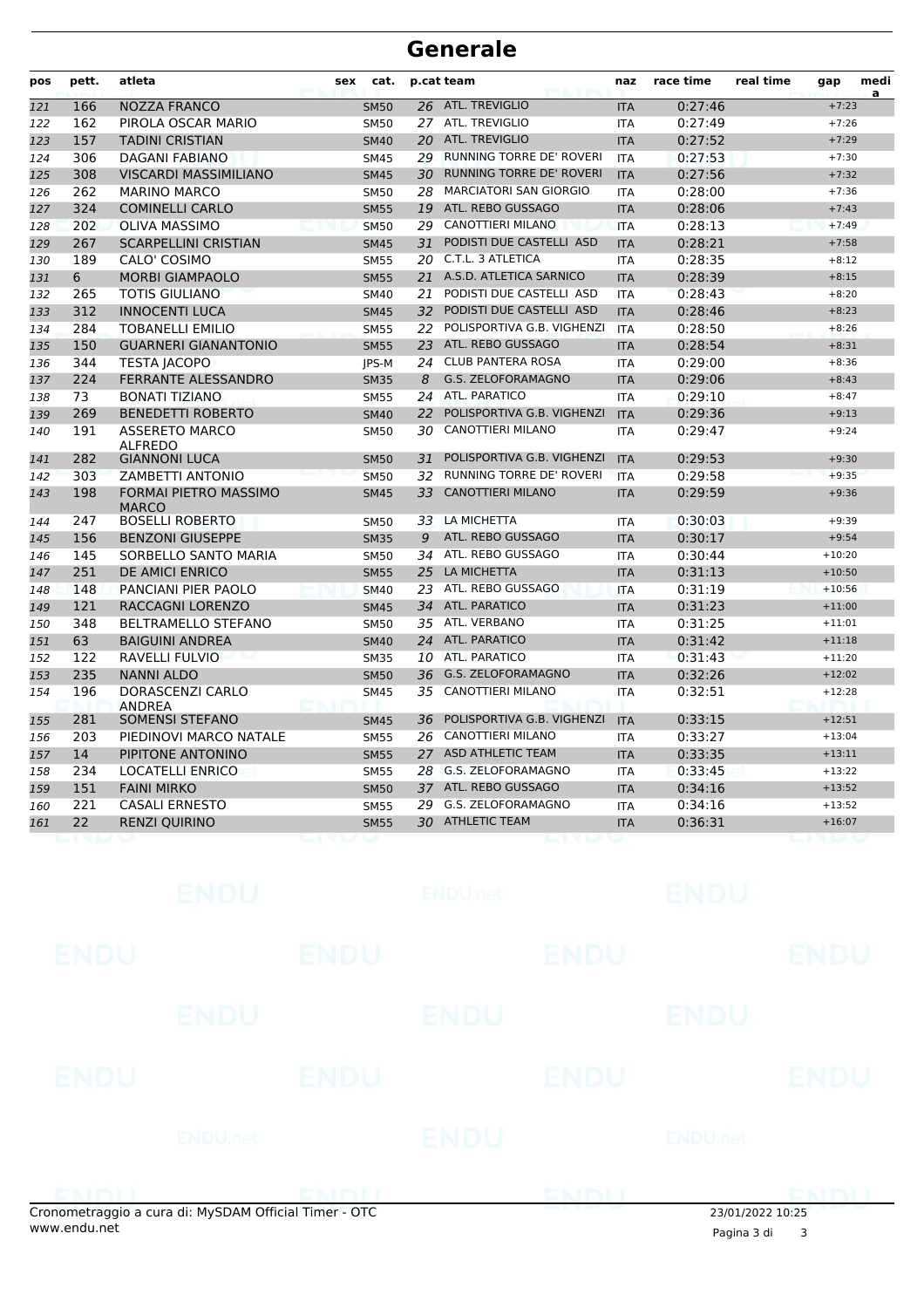# Generale

| pos | pett. | atleta | sex | cat. | p.cat | team | naz | race time | real time | gap | media |
|---|---|---|---|---|---|---|---|---|---|---|---|
| 121 | 166 | NOZZA FRANCO | | SM50 | 26 | ATL. TREVIGLIO | ITA | 0:27:46 | | +7:23 | |
| 122 | 162 | PIROLA OSCAR MARIO | | SM50 | 27 | ATL. TREVIGLIO | ITA | 0:27:49 | | +7:26 | |
| 123 | 157 | TADINI CRISTIAN | | SM40 | 20 | ATL. TREVIGLIO | ITA | 0:27:52 | | +7:29 | |
| 124 | 306 | DAGANI FABIANO | | SM45 | 29 | RUNNING TORRE DE' ROVERI | ITA | 0:27:53 | | +7:30 | |
| 125 | 308 | VISCARDI MASSIMILIANO | | SM45 | 30 | RUNNING TORRE DE' ROVERI | ITA | 0:27:56 | | +7:32 | |
| 126 | 262 | MARINO MARCO | | SM50 | 28 | MARCIATORI SAN GIORGIO | ITA | 0:28:00 | | +7:36 | |
| 127 | 324 | COMINELLI CARLO | | SM55 | 19 | ATL. REBO GUSSAGO | ITA | 0:28:06 | | +7:43 | |
| 128 | 202 | OLIVA MASSIMO | | SM50 | 29 | CANOTTIERI MILANO | ITA | 0:28:13 | | +7:49 | |
| 129 | 267 | SCARPELLINI CRISTIAN | | SM45 | 31 | PODISTI DUE CASTELLI ASD | ITA | 0:28:21 | | +7:58 | |
| 130 | 189 | CALO' COSIMO | | SM55 | 20 | C.T.L. 3 ATLETICA | ITA | 0:28:35 | | +8:12 | |
| 131 | 6 | MORBI GIAMPAOLO | | SM55 | 21 | A.S.D. ATLETICA SARNICO | ITA | 0:28:39 | | +8:15 | |
| 132 | 265 | TOTIS GIULIANO | | SM40 | 21 | PODISTI DUE CASTELLI ASD | ITA | 0:28:43 | | +8:20 | |
| 133 | 312 | INNOCENTI LUCA | | SM45 | 32 | PODISTI DUE CASTELLI ASD | ITA | 0:28:46 | | +8:23 | |
| 134 | 284 | TOBANELLI EMILIO | | SM55 | 22 | POLISPORTIVA G.B. VIGHENZI | ITA | 0:28:50 | | +8:26 | |
| 135 | 150 | GUARNERI GIANANTONIO | | SM55 | 23 | ATL. REBO GUSSAGO | ITA | 0:28:54 | | +8:31 | |
| 136 | 344 | TESTA JACOPO | | JPS-M | 24 | CLUB PANTERA ROSA | ITA | 0:29:00 | | +8:36 | |
| 137 | 224 | FERRANTE ALESSANDRO | | SM35 | 8 | G.S. ZELOFORAMAGNO | ITA | 0:29:06 | | +8:43 | |
| 138 | 73 | BONATI TIZIANO | | SM55 | 24 | ATL. PARATICO | ITA | 0:29:10 | | +8:47 | |
| 139 | 269 | BENEDETTI ROBERTO | | SM40 | 22 | POLISPORTIVA G.B. VIGHENZI | ITA | 0:29:36 | | +9:13 | |
| 140 | 191 | ASSERETO MARCO ALFREDO | | SM50 | 30 | CANOTTIERI MILANO | ITA | 0:29:47 | | +9:24 | |
| 141 | 282 | GIANNONI LUCA | | SM50 | 31 | POLISPORTIVA G.B. VIGHENZI | ITA | 0:29:53 | | +9:30 | |
| 142 | 303 | ZAMBETTI ANTONIO | | SM50 | 32 | RUNNING TORRE DE' ROVERI | ITA | 0:29:58 | | +9:35 | |
| 143 | 198 | FORMAI PIETRO MASSIMO MARCO | | SM45 | 33 | CANOTTIERI MILANO | ITA | 0:29:59 | | +9:36 | |
| 144 | 247 | BOSELLI ROBERTO | | SM50 | 33 | LA MICHETTA | ITA | 0:30:03 | | +9:39 | |
| 145 | 156 | BENZONI GIUSEPPE | | SM35 | 9 | ATL. REBO GUSSAGO | ITA | 0:30:17 | | +9:54 | |
| 146 | 145 | SORBELLO SANTO MARIA | | SM50 | 34 | ATL. REBO GUSSAGO | ITA | 0:30:44 | | +10:20 | |
| 147 | 251 | DE AMICI ENRICO | | SM55 | 25 | LA MICHETTA | ITA | 0:31:13 | | +10:50 | |
| 148 | 148 | PANCIANI PIER PAOLO | | SM40 | 23 | ATL. REBO GUSSAGO | ITA | 0:31:19 | | +10:56 | |
| 149 | 121 | RACCAGNI LORENZO | | SM45 | 34 | ATL. PARATICO | ITA | 0:31:23 | | +11:00 | |
| 150 | 348 | BELTRAMELLO STEFANO | | SM50 | 35 | ATL. VERBANO | ITA | 0:31:25 | | +11:01 | |
| 151 | 63 | BAIGUINI ANDREA | | SM40 | 24 | ATL. PARATICO | ITA | 0:31:42 | | +11:18 | |
| 152 | 122 | RAVELLI FULVIO | | SM35 | 10 | ATL. PARATICO | ITA | 0:31:43 | | +11:20 | |
| 153 | 235 | NANNI ALDO | | SM50 | 36 | G.S. ZELOFORAMAGNO | ITA | 0:32:26 | | +12:02 | |
| 154 | 196 | DORASCENZI CARLO ANDREA | | SM45 | 35 | CANOTTIERI MILANO | ITA | 0:32:51 | | +12:28 | |
| 155 | 281 | SOMENSI STEFANO | | SM45 | 36 | POLISPORTIVA G.B. VIGHENZI | ITA | 0:33:15 | | +12:51 | |
| 156 | 203 | PIEDINOVI MARCO NATALE | | SM55 | 26 | CANOTTIERI MILANO | ITA | 0:33:27 | | +13:04 | |
| 157 | 14 | PIPITONE ANTONINO | | SM55 | 27 | ASD ATHLETIC TEAM | ITA | 0:33:35 | | +13:11 | |
| 158 | 234 | LOCATELLI ENRICO | | SM55 | 28 | G.S. ZELOFORAMAGNO | ITA | 0:33:45 | | +13:22 | |
| 159 | 151 | FAINI MIRKO | | SM50 | 37 | ATL. REBO GUSSAGO | ITA | 0:34:16 | | +13:52 | |
| 160 | 221 | CASALI ERNESTO | | SM55 | 29 | G.S. ZELOFORAMAGNO | ITA | 0:34:16 | | +13:52 | |
| 161 | 22 | RENZI QUIRINO | | SM55 | 30 | ATHLETIC TEAM | ITA | 0:36:31 | | +16:07 | |

Cronometraggio a cura di: MySDAM Official Timer - OTC
www.endu.net

23/01/2022 10:25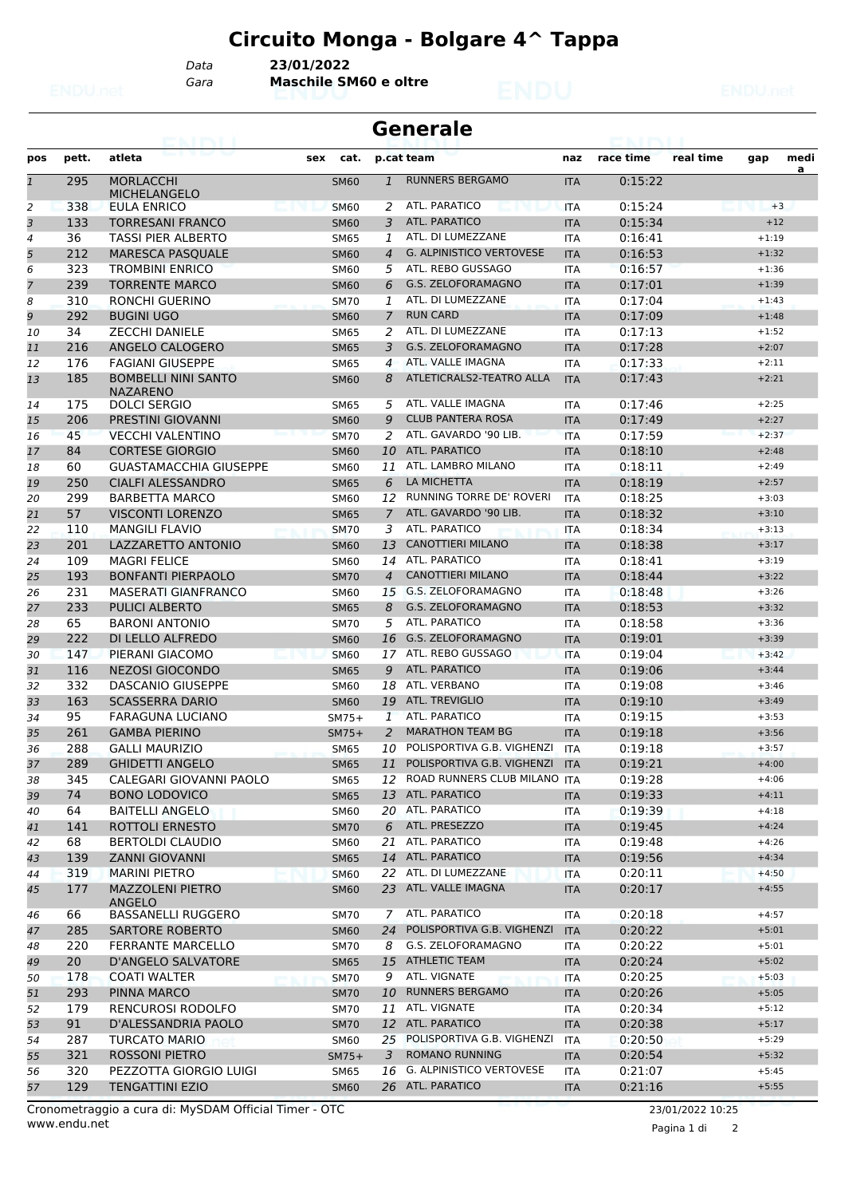# Circuito Monga - Bolgare 4^ Tappa

Data **23/01/2022**

Gara **Maschile SM60 e oltre**

## Generale

| pos | pett. | atleta | sex | cat. | p.cat | team | naz | race time | real time | gap | medi a |
|---|---|---|---|---|---|---|---|---|---|---|---|
| 1 | 295 | MORLACCHI MICHELANGELO | | SM60 | 1 | RUNNERS BERGAMO | ITA | 0:15:22 | | | |
| 2 | 338 | EULA ENRICO | | SM60 | 2 | ATL. PARATICO | ITA | 0:15:24 | | +3 | |
| 3 | 133 | TORRESANI FRANCO | | SM60 | 3 | ATL. PARATICO | ITA | 0:15:34 | | +12 | |
| 4 | 36 | TASSI PIER ALBERTO | | SM65 | 1 | ATL. DI LUMEZZANE | ITA | 0:16:41 | | +1:19 | |
| 5 | 212 | MARESCA PASQUALE | | SM60 | 4 | G. ALPINISTICO VERTOVESE | ITA | 0:16:53 | | +1:32 | |
| 6 | 323 | TROMBINI ENRICO | | SM60 | 5 | ATL. REBO GUSSAGO | ITA | 0:16:57 | | +1:36 | |
| 7 | 239 | TORRENTE MARCO | | SM60 | 6 | G.S. ZELOFORAMAGNO | ITA | 0:17:01 | | +1:39 | |
| 8 | 310 | RONCHI GUERINO | | SM70 | 1 | ATL. DI LUMEZZANE | ITA | 0:17:04 | | +1:43 | |
| 9 | 292 | BUGINI UGO | | SM60 | 7 | RUN CARD | ITA | 0:17:09 | | +1:48 | |
| 10 | 34 | ZECCHI DANIELE | | SM65 | 2 | ATL. DI LUMEZZANE | ITA | 0:17:13 | | +1:52 | |
| 11 | 216 | ANGELO CALOGERO | | SM65 | 3 | G.S. ZELOFORAMAGNO | ITA | 0:17:28 | | +2:07 | |
| 12 | 176 | FAGIANI GIUSEPPE | | SM65 | 4 | ATL. VALLE IMAGNA | ITA | 0:17:33 | | +2:11 | |
| 13 | 185 | BOMBELLI NINI SANTO NAZARENO | | SM60 | 8 | ATLETICRALS2-TEATRO ALLA | ITA | 0:17:43 | | +2:21 | |
| 14 | 175 | DOLCI SERGIO | | SM65 | 5 | ATL. VALLE IMAGNA | ITA | 0:17:46 | | +2:25 | |
| 15 | 206 | PRESTINI GIOVANNI | | SM60 | 9 | CLUB PANTERA ROSA | ITA | 0:17:49 | | +2:27 | |
| 16 | 45 | VECCHI VALENTINO | | SM70 | 2 | ATL. GAVARDO '90 LIB. | ITA | 0:17:59 | | +2:37 | |
| 17 | 84 | CORTESE GIORGIO | | SM60 | 10 | ATL. PARATICO | ITA | 0:18:10 | | +2:48 | |
| 18 | 60 | GUASTAMACCHIA GIUSEPPE | | SM60 | 11 | ATL. LAMBRO MILANO | ITA | 0:18:11 | | +2:49 | |
| 19 | 250 | CIALFI ALESSANDRO | | SM65 | 6 | LA MICHETTA | ITA | 0:18:19 | | +2:57 | |
| 20 | 299 | BARBETTA MARCO | | SM60 | 12 | RUNNING TORRE DE' ROVERI | ITA | 0:18:25 | | +3:03 | |
| 21 | 57 | VISCONTI LORENZO | | SM65 | 7 | ATL. GAVARDO '90 LIB. | ITA | 0:18:32 | | +3:10 | |
| 22 | 110 | MANGILI FLAVIO | | SM70 | 3 | ATL. PARATICO | ITA | 0:18:34 | | +3:13 | |
| 23 | 201 | LAZZARETTO ANTONIO | | SM60 | 13 | CANOTTIERI MILANO | ITA | 0:18:38 | | +3:17 | |
| 24 | 109 | MAGRI FELICE | | SM60 | 14 | ATL. PARATICO | ITA | 0:18:41 | | +3:19 | |
| 25 | 193 | BONFANTI PIERPAOLO | | SM70 | 4 | CANOTTIERI MILANO | ITA | 0:18:44 | | +3:22 | |
| 26 | 231 | MASERATI GIANFRANCO | | SM60 | 15 | G.S. ZELOFORAMAGNO | ITA | 0:18:48 | | +3:26 | |
| 27 | 233 | PULICI ALBERTO | | SM65 | 8 | G.S. ZELOFORAMAGNO | ITA | 0:18:53 | | +3:32 | |
| 28 | 65 | BARONI ANTONIO | | SM70 | 5 | ATL. PARATICO | ITA | 0:18:58 | | +3:36 | |
| 29 | 222 | DI LELLO ALFREDO | | SM60 | 16 | G.S. ZELOFORAMAGNO | ITA | 0:19:01 | | +3:39 | |
| 30 | 147 | PIERANI GIACOMO | | SM60 | 17 | ATL. REBO GUSSAGO | ITA | 0:19:04 | | +3:42 | |
| 31 | 116 | NEZOSI GIOCONDO | | SM65 | 9 | ATL. PARATICO | ITA | 0:19:06 | | +3:44 | |
| 32 | 332 | DASCANIO GIUSEPPE | | SM60 | 18 | ATL. VERBANO | ITA | 0:19:08 | | +3:46 | |
| 33 | 163 | SCASSERRA DARIO | | SM60 | 19 | ATL. TREVIGLIO | ITA | 0:19:10 | | +3:49 | |
| 34 | 95 | FARAGUNA LUCIANO | | SM75+ | 1 | ATL. PARATICO | ITA | 0:19:15 | | +3:53 | |
| 35 | 261 | GAMBA PIERINO | | SM75+ | 2 | MARATHON TEAM BG | ITA | 0:19:18 | | +3:56 | |
| 36 | 288 | GALLI MAURIZIO | | SM65 | 10 | POLISPORTIVA G.B. VIGHENZI | ITA | 0:19:18 | | +3:57 | |
| 37 | 289 | GHIDETTI ANGELO | | SM65 | 11 | POLISPORTIVA G.B. VIGHENZI | ITA | 0:19:21 | | +4:00 | |
| 38 | 345 | CALEGARI GIOVANNI PAOLO | | SM65 | 12 | ROAD RUNNERS CLUB MILANO | ITA | 0:19:28 | | +4:06 | |
| 39 | 74 | BONO LODOVICO | | SM65 | 13 | ATL. PARATICO | ITA | 0:19:33 | | +4:11 | |
| 40 | 64 | BAITELLI ANGELO | | SM60 | 20 | ATL. PARATICO | ITA | 0:19:39 | | +4:18 | |
| 41 | 141 | ROTTOLI ERNESTO | | SM70 | 6 | ATL. PRESEZZO | ITA | 0:19:45 | | +4:24 | |
| 42 | 68 | BERTOLDI CLAUDIO | | SM60 | 21 | ATL. PARATICO | ITA | 0:19:48 | | +4:26 | |
| 43 | 139 | ZANNI GIOVANNI | | SM65 | 14 | ATL. PARATICO | ITA | 0:19:56 | | +4:34 | |
| 44 | 319 | MARINI PIETRO | | SM60 | 22 | ATL. DI LUMEZZANE | ITA | 0:20:11 | | +4:50 | |
| 45 | 177 | MAZZOLENI PIETRO ANGELO | | SM60 | 23 | ATL. VALLE IMAGNA | ITA | 0:20:17 | | +4:55 | |
| 46 | 66 | BASSANELLI RUGGERO | | SM70 | 7 | ATL. PARATICO | ITA | 0:20:18 | | +4:57 | |
| 47 | 285 | SARTORE ROBERTO | | SM60 | 24 | POLISPORTIVA G.B. VIGHENZI | ITA | 0:20:22 | | +5:01 | |
| 48 | 220 | FERRANTE MARCELLO | | SM70 | 8 | G.S. ZELOFORAMAGNO | ITA | 0:20:22 | | +5:01 | |
| 49 | 20 | D'ANGELO SALVATORE | | SM65 | 15 | ATHLETIC TEAM | ITA | 0:20:24 | | +5:02 | |
| 50 | 178 | COATI WALTER | | SM70 | 9 | ATL. VIGNATE | ITA | 0:20:25 | | +5:03 | |
| 51 | 293 | PINNA MARCO | | SM70 | 10 | RUNNERS BERGAMO | ITA | 0:20:26 | | +5:05 | |
| 52 | 179 | RENCUROSI RODOLFO | | SM70 | 11 | ATL. VIGNATE | ITA | 0:20:34 | | +5:12 | |
| 53 | 91 | D'ALESSANDRIA PAOLO | | SM70 | 12 | ATL. PARATICO | ITA | 0:20:38 | | +5:17 | |
| 54 | 287 | TURCATO MARIO | | SM60 | 25 | POLISPORTIVA G.B. VIGHENZI | ITA | 0:20:50 | | +5:29 | |
| 55 | 321 | ROSSONI PIETRO | | SM75+ | 3 | ROMANO RUNNING | ITA | 0:20:54 | | +5:32 | |
| 56 | 320 | PEZZOTTA GIORGIO LUIGI | | SM65 | 16 | G. ALPINISTICO VERTOVESE | ITA | 0:21:07 | | +5:45 | |
| 57 | 129 | TENGATTINI EZIO | | SM60 | 26 | ATL. PARATICO | ITA | 0:21:16 | | +5:55 | |

Cronometraggio a cura di: MySDAM Official Timer - OTC

www.endu.net

23/01/2022 10:25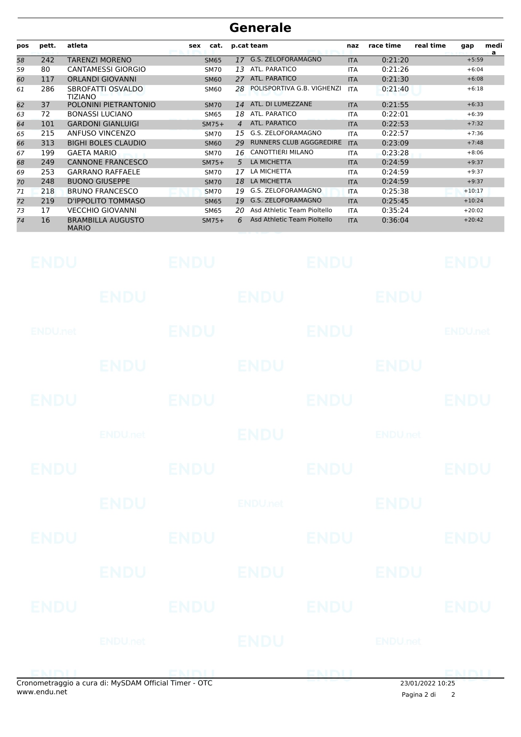# Generale

| pos | pett. | atleta | sex | cat. | p.cat | team | naz | race time | real time | gap | media |
|---|---|---|---|---|---|---|---|---|---|---|---|
| 58 | 242 | TARENZI MORENO | | SM65 | 17 | G.S. ZELOFORAMAGNO | ITA | 0:21:20 | | +5:59 | |
| 59 | 80 | CANTAMESSI GIORGIO | | SM70 | 13 | ATL. PARATICO | ITA | 0:21:26 | | +6:04 | |
| 60 | 117 | ORLANDI GIOVANNI | | SM60 | 27 | ATL. PARATICO | ITA | 0:21:30 | | +6:08 | |
| 61 | 286 | SBROFATTI OSVALDO TIZIANO | | SM60 | 28 | POLISPORTIVA G.B. VIGHENZI | ITA | 0:21:40 | | +6:18 | |
| 62 | 37 | POLONINI PIETRANTONIO | | SM70 | 14 | ATL. DI LUMEZZANE | ITA | 0:21:55 | | +6:33 | |
| 63 | 72 | BONASSI LUCIANO | | SM65 | 18 | ATL. PARATICO | ITA | 0:22:01 | | +6:39 | |
| 64 | 101 | GARDONI GIANLUIGI | | SM75+ | 4 | ATL. PARATICO | ITA | 0:22:53 | | +7:32 | |
| 65 | 215 | ANFUSO VINCENZO | | SM70 | 15 | G.S. ZELOFORAMAGNO | ITA | 0:22:57 | | +7:36 | |
| 66 | 313 | BIGHI BOLES CLAUDIO | | SM60 | 29 | RUNNERS CLUB AGGGREDIRE | ITA | 0:23:09 | | +7:48 | |
| 67 | 199 | GAETA MARIO | | SM70 | 16 | CANOTTIERI MILANO | ITA | 0:23:28 | | +8:06 | |
| 68 | 249 | CANNONE FRANCESCO | | SM75+ | 5 | LA MICHETTA | ITA | 0:24:59 | | +9:37 | |
| 69 | 253 | GARRANO RAFFAELE | | SM70 | 17 | LA MICHETTA | ITA | 0:24:59 | | +9:37 | |
| 70 | 248 | BUONO GIUSEPPE | | SM70 | 18 | LA MICHETTA | ITA | 0:24:59 | | +9:37 | |
| 71 | 218 | BRUNO FRANCESCO | | SM70 | 19 | G.S. ZELOFORAMAGNO | ITA | 0:25:38 | | +10:17 | |
| 72 | 219 | D'IPPOLITO TOMMASO | | SM65 | 19 | G.S. ZELOFORAMAGNO | ITA | 0:25:45 | | +10:24 | |
| 73 | 17 | VECCHIO GIOVANNI | | SM65 | 20 | Asd Athletic Team Pioltello | ITA | 0:35:24 | | +20:02 | |
| 74 | 16 | BRAMBILLA AUGUSTO MARIO | | SM75+ | 6 | Asd Athletic Team Pioltello | ITA | 0:36:04 | | +20:42 | |

Cronometraggio a cura di: MySDAM Official Timer - OTC
www.endu.net

23/01/2022 10:25